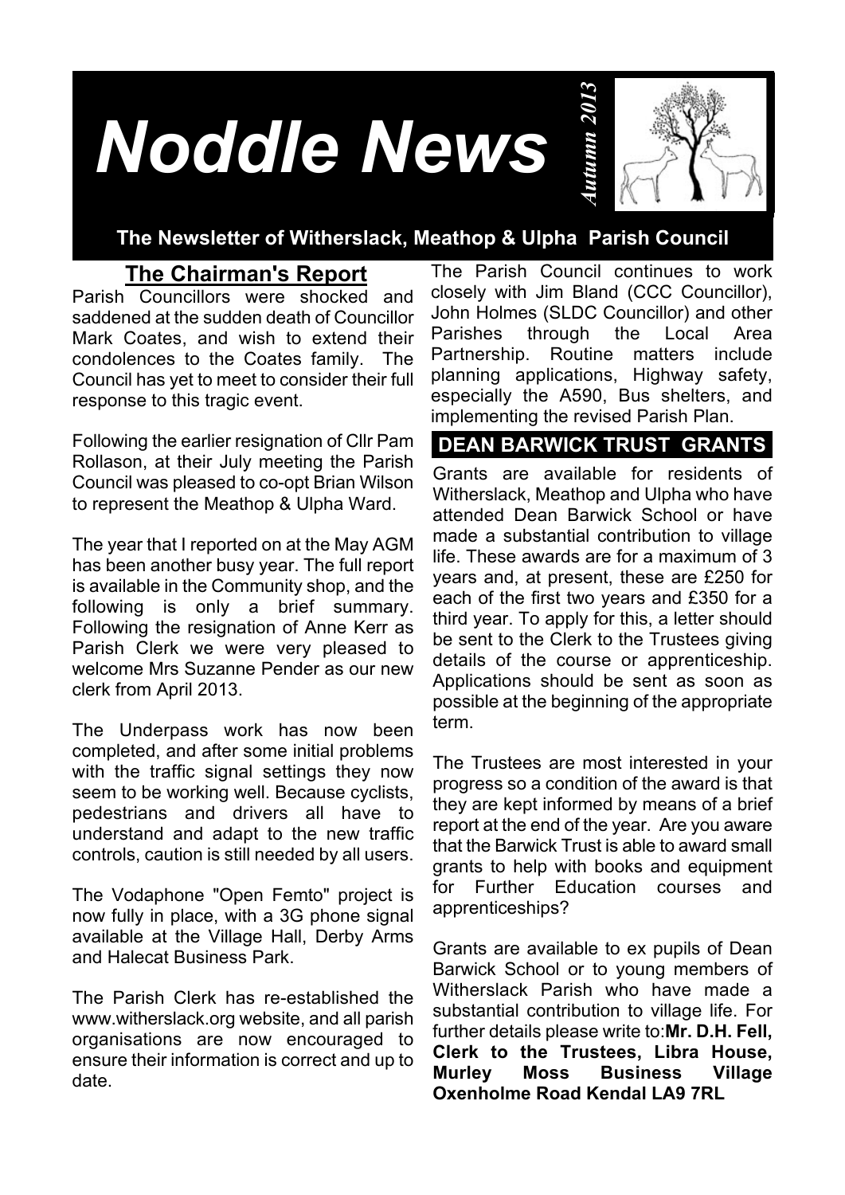# Noddle News

*Autumn 2013*

**The Newsletter of Witherslack, Meathop & Ulpha Parish Council**

## The Chairman's Report

Parish Councillors were shocked and saddened at the sudden death of Councillor Mark Coates, and wish to extend their condolences to the Coates family. The Council has yet to meet to consider their full response to this tragic event.

Following the earlier resignation of Cllr Pam Rollason, at their July meeting the Parish Council was pleased to co-opt Brian Wilson to represent the Meathop & Ulpha Ward.

The year that I reported on at the May AGM has been another busy year. The full report is available in the Community shop, and the following is only a brief summary. Following the resignation of Anne Kerr as Parish Clerk we were very pleased to welcome Mrs Suzanne Pender as our new clerk from April 2013.

The Underpass work has now been completed, and after some initial problems with the traffic signal settings they now seem to be working well. Because cyclists, pedestrians and drivers all have to understand and adapt to the new traffic controls, caution is still needed by all users.

The Vodaphone "Open Femto" project is now fully in place, with a 3G phone signal available at the Village Hall, Derby Arms and Halecat Business Park.

The Parish Clerk has re-established the www.witherslack.org website, and all parish organisations are now encouraged to ensure their information is correct and up to date.

The Parish Council continues to work closely with Jim Bland (CCC Councillor), John Holmes (SLDC Councillor) and other Parishes through the Local Area Partnership. Routine matters include planning applications, Highway safety, especially the A590, Bus shelters, and implementing the revised Parish Plan.

## DEAN BARWICK TRUST GRANTS

Grants are available for residents of Witherslack, Meathop and Ulpha who have attended Dean Barwick School or have made a substantial contribution to village life. These awards are for a maximum of 3 years and, at present, these are £250 for each of the first two years and £350 for a third year. To apply for this, a letter should be sent to the Clerk to the Trustees giving details of the course or apprenticeship. Applications should be sent as soon as possible at the beginning of the appropriate term.

The Trustees are most interested in your progress so a condition of the award is that they are kept informed by means of a brief report at the end of the year. Are you aware that the Barwick Trust is able to award small grants to help with books and equipment for Further Education courses and apprenticeships?

Grants are available to ex pupils of Dean Barwick School or to young members of Witherslack Parish who have made a substantial contribution to village life. For further details please write to:**Mr. D.H. Fell, Clerk to the Trustees, Libra House, Murley Moss Business Village Oxenholme Road Kendal LA9 7RL**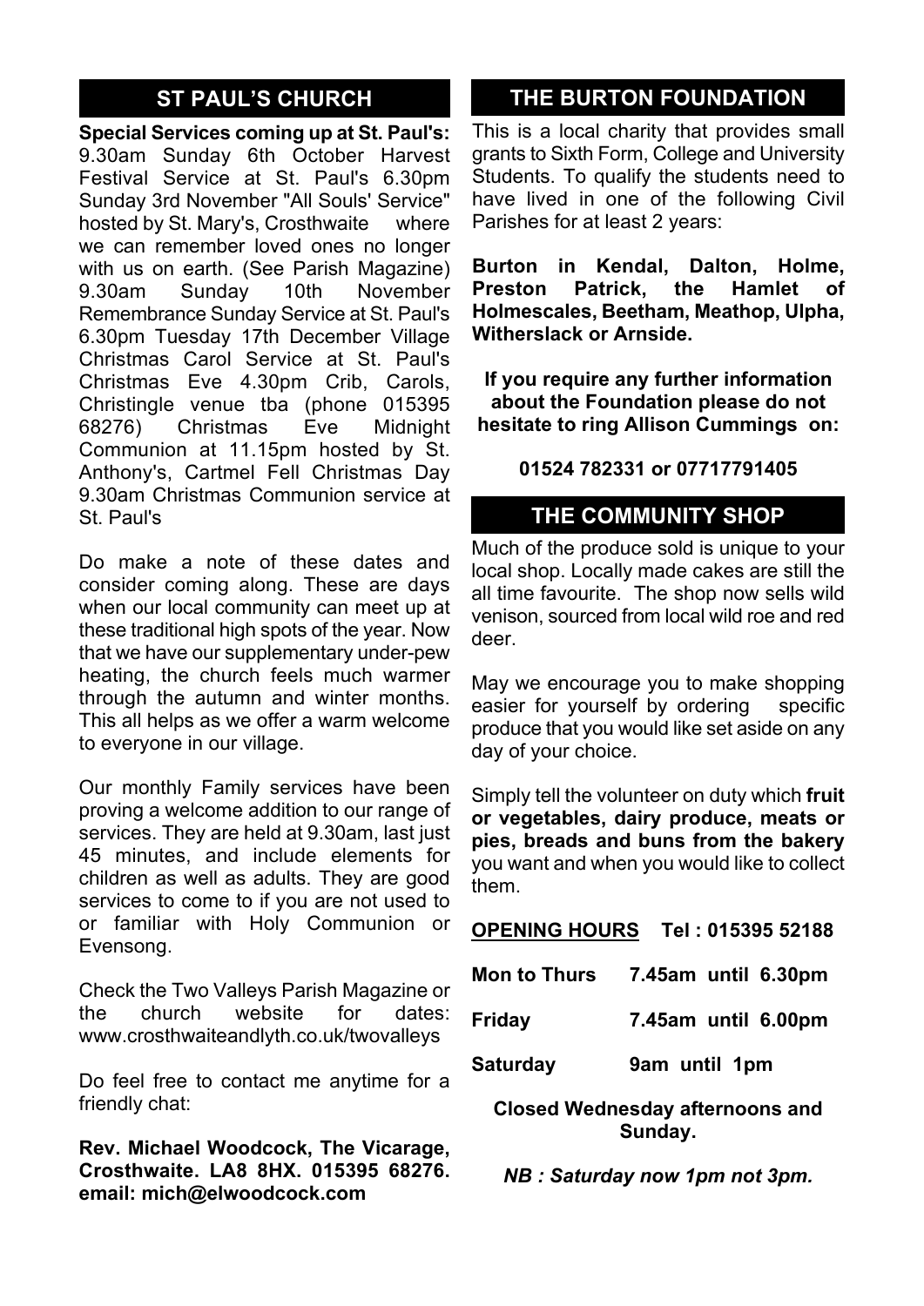## ST PAUL'S CHURCH

**Special Services coming up at St. Paul's:** 9.30am Sunday 6th October Harvest Festival Service at St. Paul's 6.30pm Sunday 3rd November "All Souls' Service" hosted by St. Mary's, Crosthwaite where we can remember loved ones no longer with us on earth. (See Parish Magazine) 9.30am Sunday 10th November Remembrance Sunday Service at St. Paul's 6.30pm Tuesday 17th December Village Christmas Carol Service at St. Paul's Christmas Eve 4.30pm Crib, Carols, Christingle venue tba (phone 015395 68276) Christmas Eve Midnight Communion at 11.15pm hosted by St. Anthony's, Cartmel Fell Christmas Day 9.30am Christmas Communion service at St. Paul's

Do make a note of these dates and consider coming along. These are days when our local community can meet up at these traditional high spots of the year. Now that we have our supplementary under-pew heating, the church feels much warmer through the autumn and winter months. This all helps as we offer a warm welcome to everyone in our village.

Our monthly Family services have been proving a welcome addition to our range of services. They are held at 9.30am, last just 45 minutes, and include elements for children as well as adults. They are good services to come to if you are not used to or familiar with Holy Communion or Evensong.

Check the Two Valleys Parish Magazine or the church website for dates: www.crosthwaiteandlyth.co.uk/twovalleys

Do feel free to contact me anytime for a friendly chat:

**Rev. Michael Woodcock, The Vicarage, Crosthwaite. LA8 8HX. 015395 68276. email: mich@elwoodcock.com**

## THE BURTON FOUNDATION

This is a local charity that provides small grants to Sixth Form, College and University Students. To qualify the students need to have lived in one of the following Civil Parishes for at least 2 years:

**Burton in Kendal, Dalton, Holme, Preston Patrick, the Hamlet of Holmescales, Beetham, Meathop, Ulpha, Witherslack or Arnside.**

**If you require any further information about the Foundation please do not hesitate to ring Allison Cummings on:**

**01524 782331 or 07717791405**

## THE COMMUNITY SHOP

Much of the produce sold is unique to your local shop. Locally made cakes are still the all time favourite. The shop now sells wild venison, sourced from local wild roe and red deer.

May we encourage you to make shopping easier for yourself by ordering specific produce that you would like set aside on any day of your choice.

Simply tell the volunteer on duty which **fruit or vegetables, dairy produce, meats or pies, breads and buns from the bakery** you want and when you would like to collect them.

**OPENING HOURS** **Tel : 015395 52188**

**Mon to Thurs** **7.45am until 6.30pm**

**Friday** **7.45am until 6.00pm**

**Saturday** **9am until 1pm**

**Closed Wednesday afternoons and Sunday.**

***NB : Saturday now 1pm not 3pm.***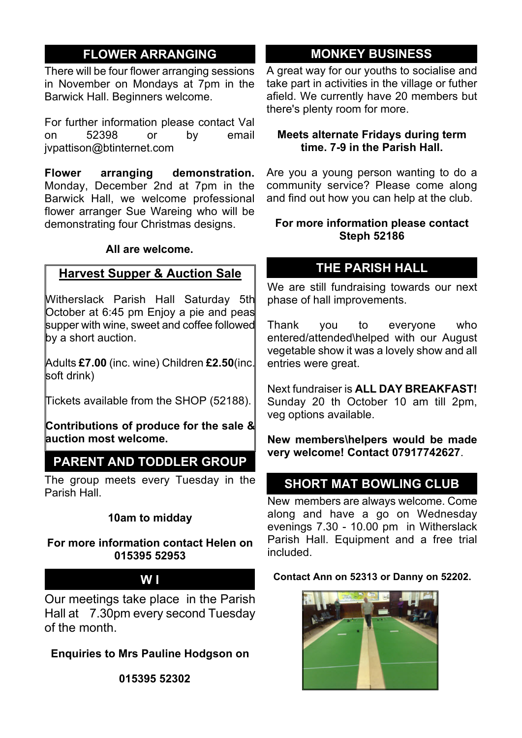## FLOWER ARRANGING

There will be four flower arranging sessions in November on Mondays at 7pm in the Barwick Hall. Beginners welcome.

For further information please contact Val on 52398 or by email jvpattison@btinternet.com

**Flower arranging demonstration.** Monday, December 2nd at 7pm in the Barwick Hall, we welcome professional flower arranger Sue Wareing who will be demonstrating four Christmas designs.

**All are welcome.**

## Harvest Supper & Auction Sale

Witherslack Parish Hall Saturday 5th October at 6:45 pm Enjoy a pie and peas supper with wine, sweet and coffee followed by a short auction.

Adults **£7.00** (inc. wine) Children **£2.50**(inc. soft drink)

Tickets available from the SHOP (52188).

**Contributions of produce for the sale & auction most welcome.**

## PARENT AND TODDLER GROUP

The group meets every Tuesday in the Parish Hall.

**10am to midday**

**For more information contact Helen on 015395 52953**

## W I

Our meetings take place in the Parish Hall at 7.30pm every second Tuesday of the month.

**Enquiries to Mrs Pauline Hodgson on**

**015395 52302**

## MONKEY BUSINESS

A great way for our youths to socialise and take part in activities in the village or futher afield. We currently have 20 members but there's plenty room for more.

**Meets alternate Fridays during term time. 7-9 in the Parish Hall.**

Are you a young person wanting to do a community service? Please come along and find out how you can help at the club.

**For more information please contact Steph 52186**

## THE PARISH HALL

We are still fundraising towards our next phase of hall improvements.

Thank you to everyone who entered/attended\helped with our August vegetable show it was a lovely show and all entries were great.

Next fundraiser is **ALL DAY BREAKFAST!** Sunday 20 th October 10 am till 2pm, veg options available.

**New members\helpers would be made very welcome! Contact 07917742627**.

## SHORT MAT BOWLING CLUB

New members are always welcome. Come along and have a go on Wednesday evenings 7.30 - 10.00 pm in Witherslack Parish Hall. Equipment and a free trial included.

**Contact Ann on 52313 or Danny on 52202.**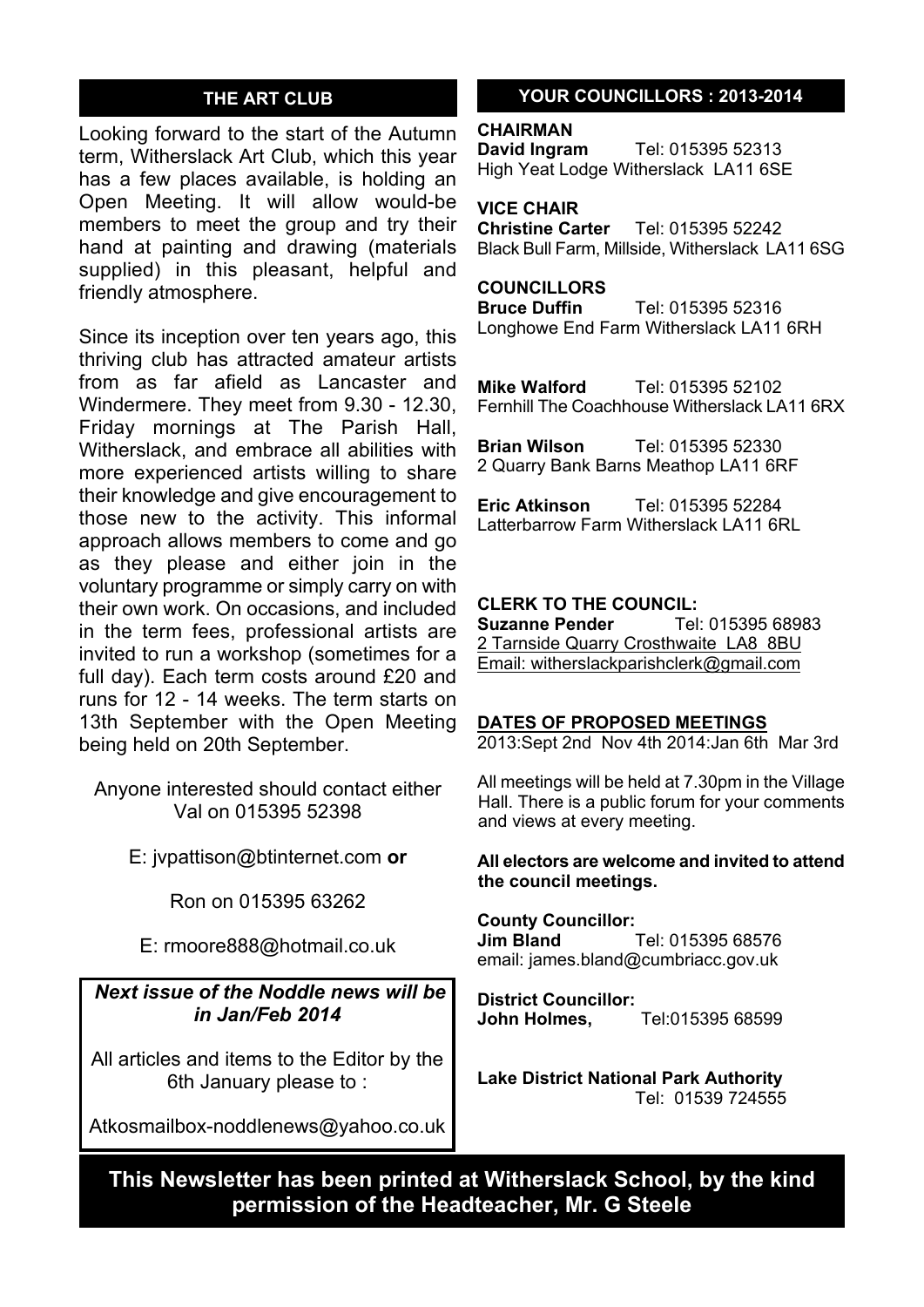## THE ART CLUB

Looking forward to the start of the Autumn term, Witherslack Art Club, which this year has a few places available, is holding an Open Meeting. It will allow would-be members to meet the group and try their hand at painting and drawing (materials supplied) in this pleasant, helpful and friendly atmosphere.

Since its inception over ten years ago, this thriving club has attracted amateur artists from as far afield as Lancaster and Windermere. They meet from 9.30 - 12.30, Friday mornings at The Parish Hall, Witherslack, and embrace all abilities with more experienced artists willing to share their knowledge and give encouragement to those new to the activity. This informal approach allows members to come and go as they please and either join in the voluntary programme or simply carry on with their own work. On occasions, and included in the term fees, professional artists are invited to run a workshop (sometimes for a full day). Each term costs around £20 and runs for 12 - 14 weeks. The term starts on 13th September with the Open Meeting being held on 20th September.

Anyone interested should contact either Val on 015395 52398

E: jvpattison@btinternet.com **or**

Ron on 015395 63262

E: rmoore888@hotmail.co.uk

***Next issue of the Noddle news will be in Jan/Feb 2014***

All articles and items to the Editor by the 6th January please to :

Atkosmailbox-noddlenews@yahoo.co.uk

## YOUR COUNCILLORS : 2013-2014

**CHAIRMAN**
**David Ingram** Tel: 015395 52313
High Yeat Lodge Witherslack LA11 6SE

**VICE CHAIR**
**Christine Carter** Tel: 015395 52242
Black Bull Farm, Millside, Witherslack LA11 6SG

**COUNCILLORS**
**Bruce Duffin** Tel: 015395 52316
Longhowe End Farm Witherslack LA11 6RH

**Mike Walford** Tel: 015395 52102
Fernhill The Coachhouse Witherslack LA11 6RX

**Brian Wilson** Tel: 015395 52330
2 Quarry Bank Barns Meathop LA11 6RF

**Eric Atkinson** Tel: 015395 52284
Latterbarrow Farm Witherslack LA11 6RL

**CLERK TO THE COUNCIL:**
**Suzanne Pender** Tel: 015395 68983
2 Tarnside Quarry Crosthwaite LA8 8BU
Email: witherslackparishclerk@gmail.com

**DATES OF PROPOSED MEETINGS**
2013:Sept 2nd Nov 4th 2014:Jan 6th Mar 3rd

All meetings will be held at 7.30pm in the Village Hall. There is a public forum for your comments and views at every meeting.

**All electors are welcome and invited to attend the council meetings.**

**County Councillor:**
**Jim Bland** Tel: 015395 68576
email: james.bland@cumbriacc.gov.uk

**District Councillor:**
**John Holmes,** Tel:015395 68599

**Lake District National Park Authority**
Tel: 01539 724555

**This Newsletter has been printed at Witherslack School, by the kind permission of the Headteacher, Mr. G Steele**